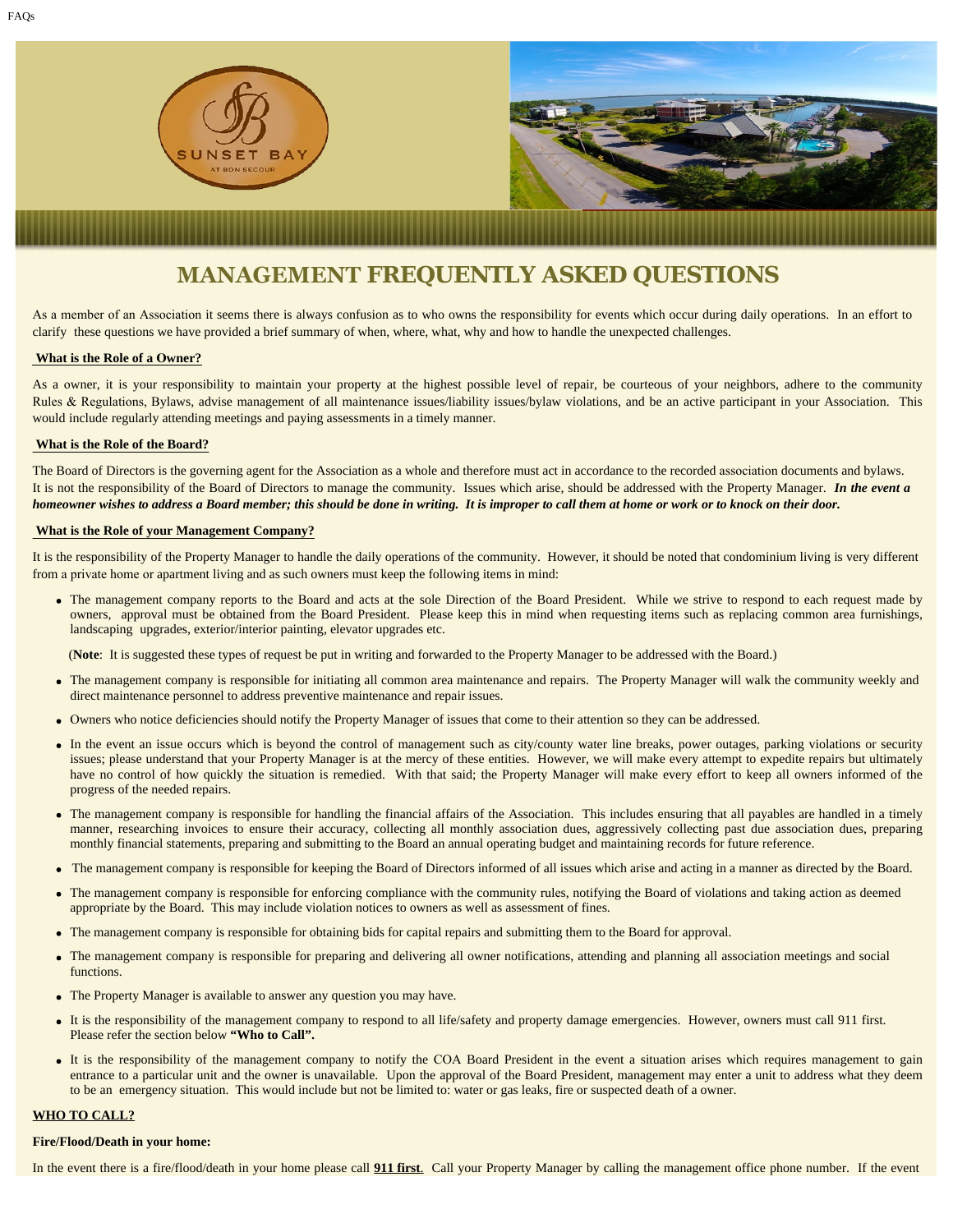# MANAGEMENT FREQUENTLY ASKED QUESTIONS

As a member of an Association it seems there is always confusion as to who owns the responsibility for events which occur during daily operations. In an effort to clarify these questions we have provided a brief summary of when, where, what, why and how to handle the unexpected challenges.

**What is the Role of a Owner?**

As a owner, it is your responsibility to maintain your property at the highest possible level of repair, be courteous of your neighbors, adhere to the community Rules & Regulations, Bylaws, advise management of all maintenance issues/liability issues/bylaw violations, and be an active participant in your Association. This would include regularly attending meetings and paying assessments in a timely manner.

**What is the Role of the Board?**

The Board of Directors is the governing agent for the Association as a whole and therefore must act in accordance to the recorded association documents and bylaws. It is not the responsibility of the Board of Directors to manage the community. Issues which arise, should be addressed with the Property Manager. ***In the event a homeowner wishes to address a Board member; this should be done in writing. It is improper to call them at home or work or to knock on their door.***

**What is the Role of your Management Company?**

It is the responsibility of the Property Manager to handle the daily operations of the community. However, it should be noted that condominium living is very different from a private home or apartment living and as such owners must keep the following items in mind:

- The management company reports to the Board and acts at the sole Direction of the Board President. While we strive to respond to each request made by owners, approval must be obtained from the Board President. Please keep this in mind when requesting items such as replacing common area furnishings, landscaping upgrades, exterior/interior painting, elevator upgrades etc.

  (**Note**: It is suggested these types of request be put in writing and forwarded to the Property Manager to be addressed with the Board.)

- The management company is responsible for initiating all common area maintenance and repairs. The Property Manager will walk the community weekly and direct maintenance personnel to address preventive maintenance and repair issues.
- Owners who notice deficiencies should notify the Property Manager of issues that come to their attention so they can be addressed.
- In the event an issue occurs which is beyond the control of management such as city/county water line breaks, power outages, parking violations or security issues; please understand that your Property Manager is at the mercy of these entities. However, we will make every attempt to expedite repairs but ultimately have no control of how quickly the situation is remedied. With that said; the Property Manager will make every effort to keep all owners informed of the progress of the needed repairs.
- The management company is responsible for handling the financial affairs of the Association. This includes ensuring that all payables are handled in a timely manner, researching invoices to ensure their accuracy, collecting all monthly association dues, aggressively collecting past due association dues, preparing monthly financial statements, preparing and submitting to the Board an annual operating budget and maintaining records for future reference.
- The management company is responsible for keeping the Board of Directors informed of all issues which arise and acting in a manner as directed by the Board.
- The management company is responsible for enforcing compliance with the community rules, notifying the Board of violations and taking action as deemed appropriate by the Board. This may include violation notices to owners as well as assessment of fines.
- The management company is responsible for obtaining bids for capital repairs and submitting them to the Board for approval.
- The management company is responsible for preparing and delivering all owner notifications, attending and planning all association meetings and social functions.
- The Property Manager is available to answer any question you may have.
- It is the responsibility of the management company to respond to all life/safety and property damage emergencies. However, owners must call 911 first. Please refer the section below **"Who to Call".**
- It is the responsibility of the management company to notify the COA Board President in the event a situation arises which requires management to gain entrance to a particular unit and the owner is unavailable. Upon the approval of the Board President, management may enter a unit to address what they deem to be an emergency situation. This would include but not be limited to: water or gas leaks, fire or suspected death of a owner.

**WHO TO CALL?**

**Fire/Flood/Death in your home:**

In the event there is a fire/flood/death in your home please call **911 first**. Call your Property Manager by calling the management office phone number. If the event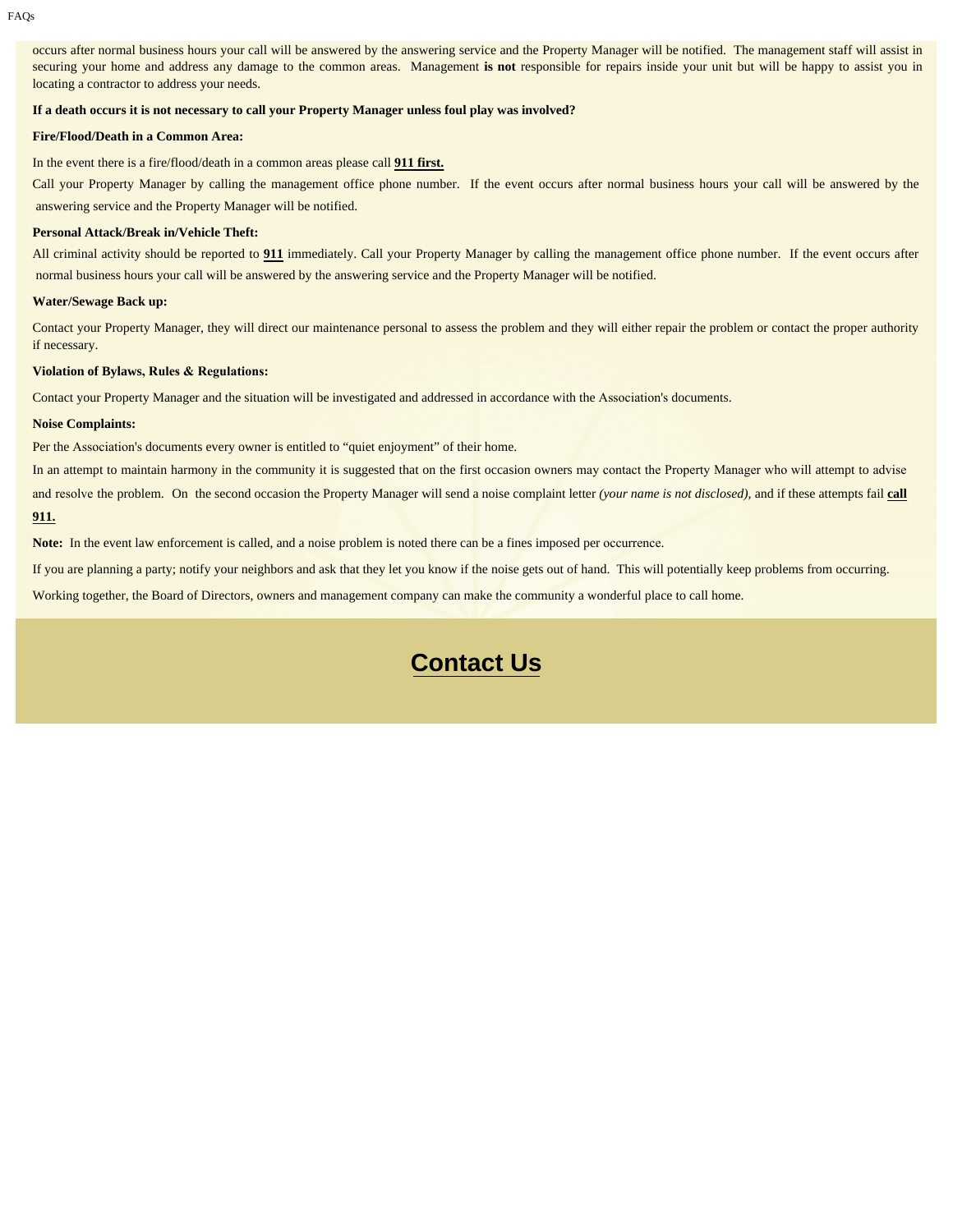occurs after normal business hours your call will be answered by the answering service and the Property Manager will be notified. The management staff will assist in securing your home and address any damage to the common areas. Management **is not** responsible for repairs inside your unit but will be happy to assist you in locating a contractor to address your needs.

**If a death occurs it is not necessary to call your Property Manager unless foul play was involved?**

**Fire/Flood/Death in a Common Area:**

In the event there is a fire/flood/death in a common areas please call **911 first.**

Call your Property Manager by calling the management office phone number. If the event occurs after normal business hours your call will be answered by the answering service and the Property Manager will be notified.

**Personal Attack/Break in/Vehicle Theft:**

All criminal activity should be reported to **911** immediately. Call your Property Manager by calling the management office phone number. If the event occurs after normal business hours your call will be answered by the answering service and the Property Manager will be notified.

**Water/Sewage Back up:**

Contact your Property Manager, they will direct our maintenance personal to assess the problem and they will either repair the problem or contact the proper authority if necessary.

**Violation of Bylaws, Rules & Regulations:**

Contact your Property Manager and the situation will be investigated and addressed in accordance with the Association's documents.

**Noise Complaints:**

Per the Association's documents every owner is entitled to "quiet enjoyment" of their home.

In an attempt to maintain harmony in the community it is suggested that on the first occasion owners may contact the Property Manager who will attempt to advise and resolve the problem. On the second occasion the Property Manager will send a noise complaint letter *(your name is not disclosed),* and if these attempts fail **call 911.**

**Note:** In the event law enforcement is called, and a noise problem is noted there can be a fines imposed per occurrence.

If you are planning a party; notify your neighbors and ask that they let you know if the noise gets out of hand. This will potentially keep problems from occurring.

Working together, the Board of Directors, owners and management company can make the community a wonderful place to call home.

## Contact Us